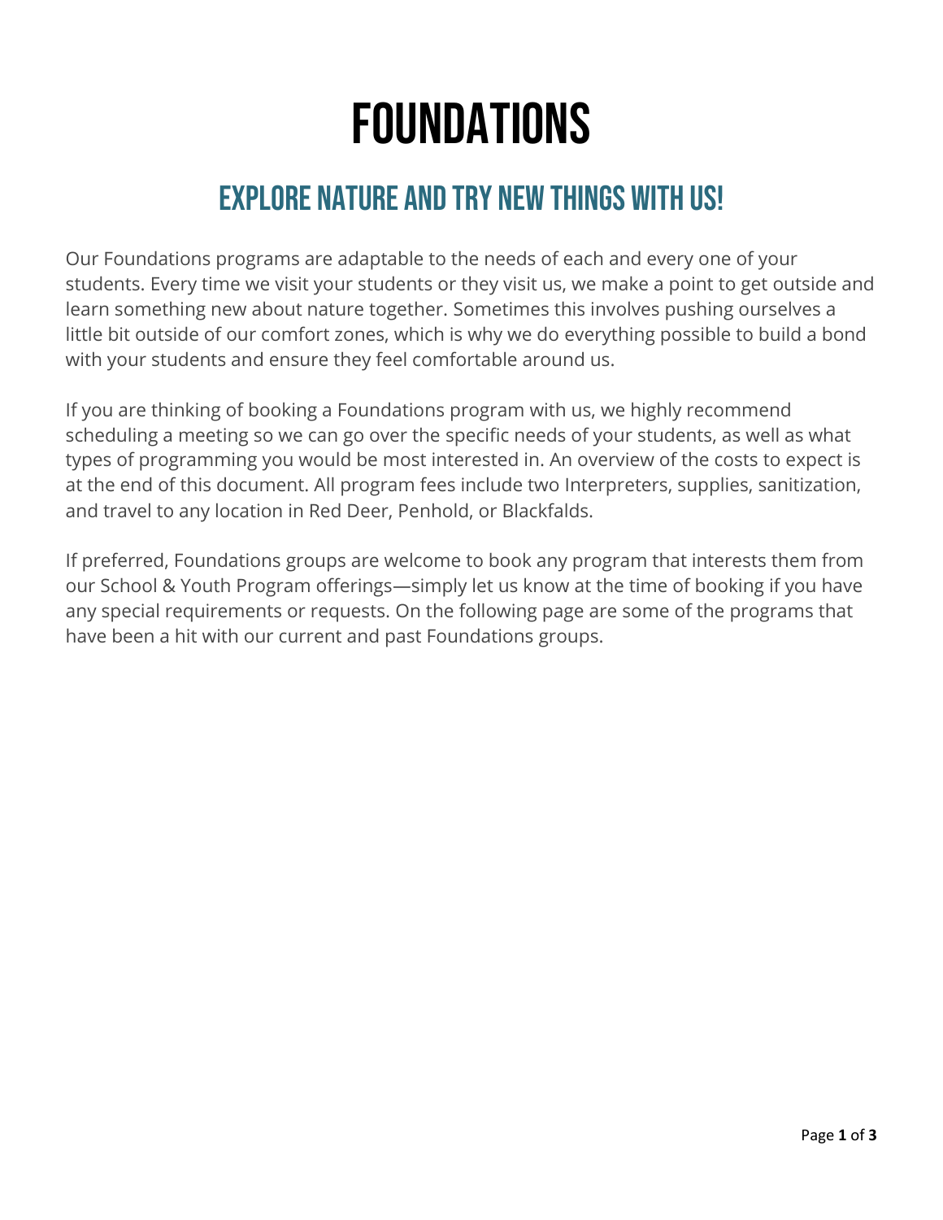# FOUNDATIONS

## EXPLORE NATURE AND TRY NEW THINGS WITH US!

Our Foundations programs are adaptable to the needs of each and every one of your students. Every time we visit your students or they visit us, we make a point to get outside and learn something new about nature together. Sometimes this involves pushing ourselves a little bit outside of our comfort zones, which is why we do everything possible to build a bond with your students and ensure they feel comfortable around us.

If you are thinking of booking a Foundations program with us, we highly recommend scheduling a meeting so we can go over the specific needs of your students, as well as what types of programming you would be most interested in. An overview of the costs to expect is at the end of this document. All program fees include two Interpreters, supplies, sanitization, and travel to any location in Red Deer, Penhold, or Blackfalds.

If preferred, Foundations groups are welcome to book any program that interests them from our School & Youth Program offerings—simply let us know at the time of booking if you have any special requirements or requests. On the following page are some of the programs that have been a hit with our current and past Foundations groups.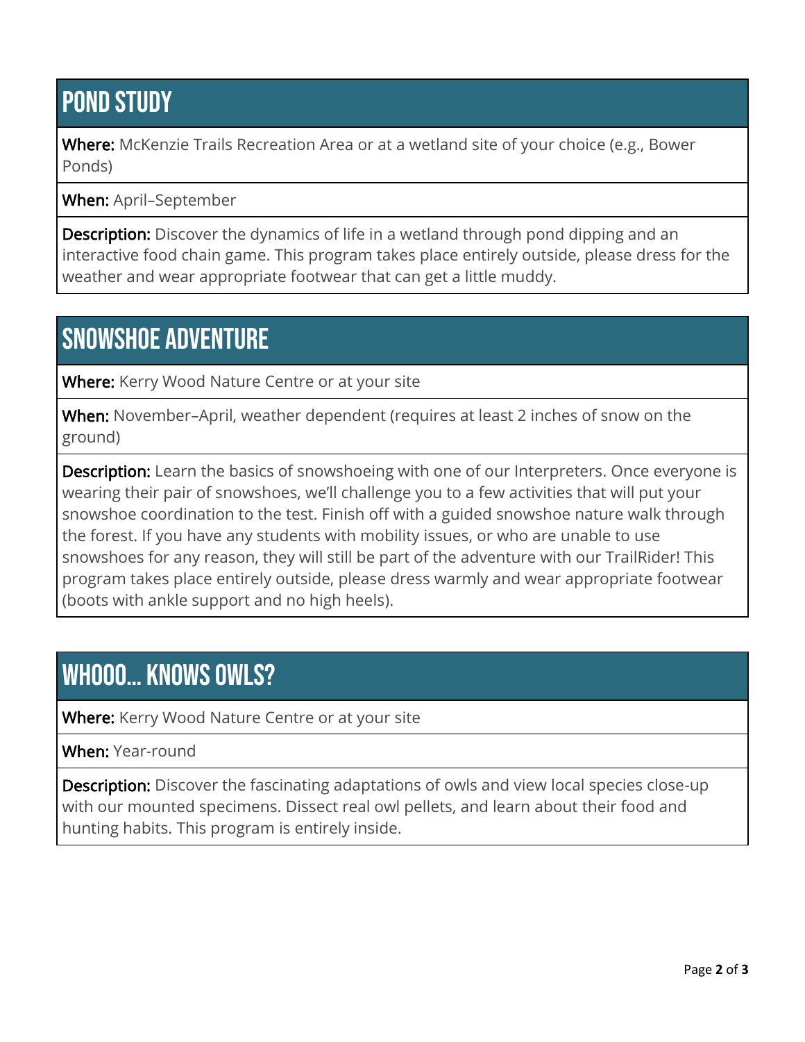## POND STUDY

**Where:** McKenzie Trails Recreation Area or at a wetland site of your choice (e.g., Bower Ponds)

**When:** April–September

**Description:** Discover the dynamics of life in a wetland through pond dipping and an interactive food chain game. This program takes place entirely outside, please dress for the weather and wear appropriate footwear that can get a little muddy.

## SNOWSHOE ADVENTURE

**Where:** Kerry Wood Nature Centre or at your site

**When:** November–April, weather dependent (requires at least 2 inches of snow on the ground)

**Description:** Learn the basics of snowshoeing with one of our Interpreters. Once everyone is wearing their pair of snowshoes, we'll challenge you to a few activities that will put your snowshoe coordination to the test. Finish off with a guided snowshoe nature walk through the forest. If you have any students with mobility issues, or who are unable to use snowshoes for any reason, they will still be part of the adventure with our TrailRider! This program takes place entirely outside, please dress warmly and wear appropriate footwear (boots with ankle support and no high heels).

## WHOOO… KNOWS OWLS?

**Where:** Kerry Wood Nature Centre or at your site

**When:** Year-round

**Description:** Discover the fascinating adaptations of owls and view local species close-up with our mounted specimens. Dissect real owl pellets, and learn about their food and hunting habits. This program is entirely inside.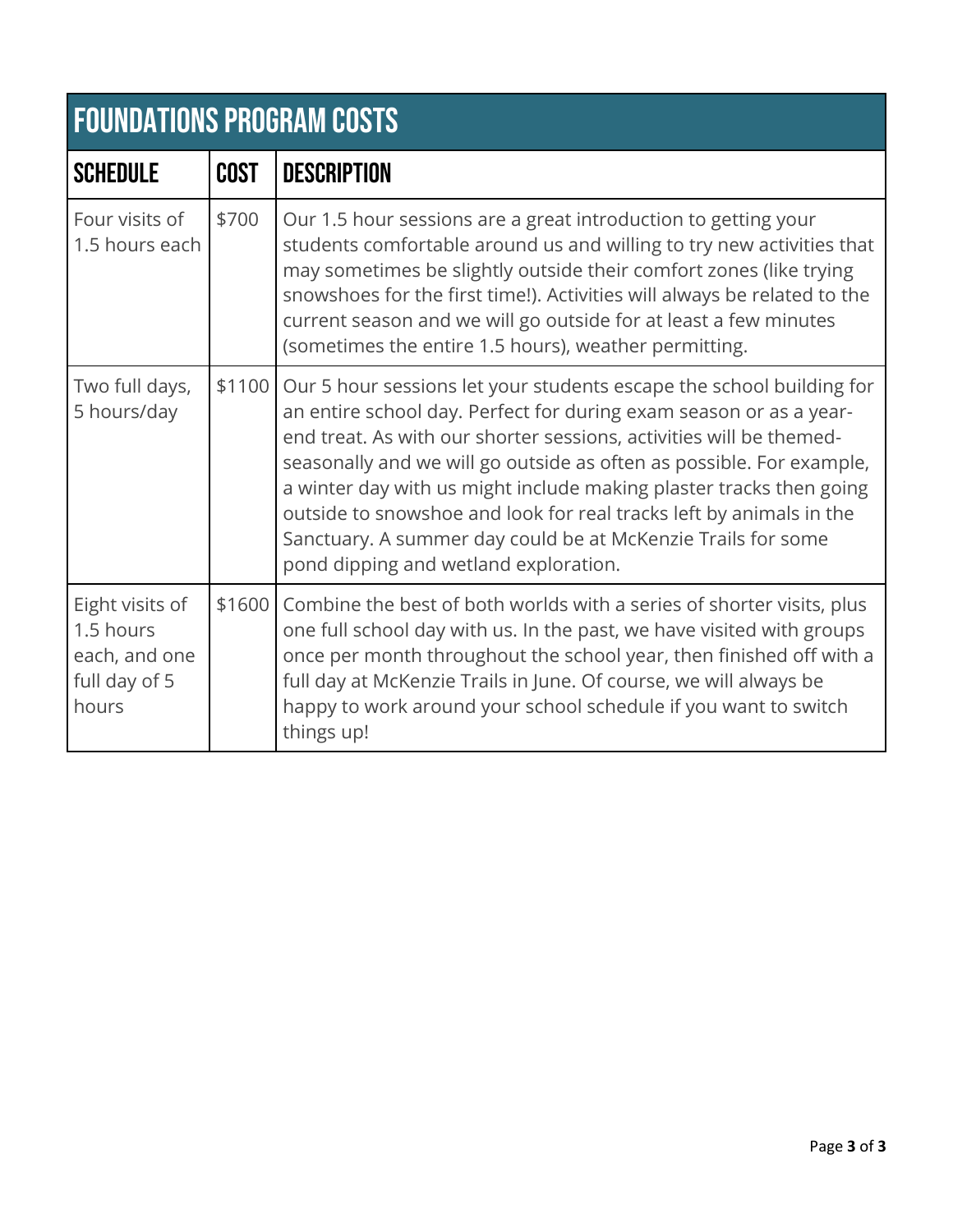## Foundations Program Costs

| Schedule | Cost | Description |
|---|---|---|
| Four visits of 1.5 hours each | $700 | Our 1.5 hour sessions are a great introduction to getting your students comfortable around us and willing to try new activities that may sometimes be slightly outside their comfort zones (like trying snowshoes for the first time!). Activities will always be related to the current season and we will go outside for at least a few minutes (sometimes the entire 1.5 hours), weather permitting. |
| Two full days, 5 hours/day | $1100 | Our 5 hour sessions let your students escape the school building for an entire school day. Perfect for during exam season or as a year-end treat. As with our shorter sessions, activities will be themed-seasonally and we will go outside as often as possible. For example, a winter day with us might include making plaster tracks then going outside to snowshoe and look for real tracks left by animals in the Sanctuary. A summer day could be at McKenzie Trails for some pond dipping and wetland exploration. |
| Eight visits of 1.5 hours each, and one full day of 5 hours | $1600 | Combine the best of both worlds with a series of shorter visits, plus one full school day with us. In the past, we have visited with groups once per month throughout the school year, then finished off with a full day at McKenzie Trails in June. Of course, we will always be happy to work around your school schedule if you want to switch things up! |